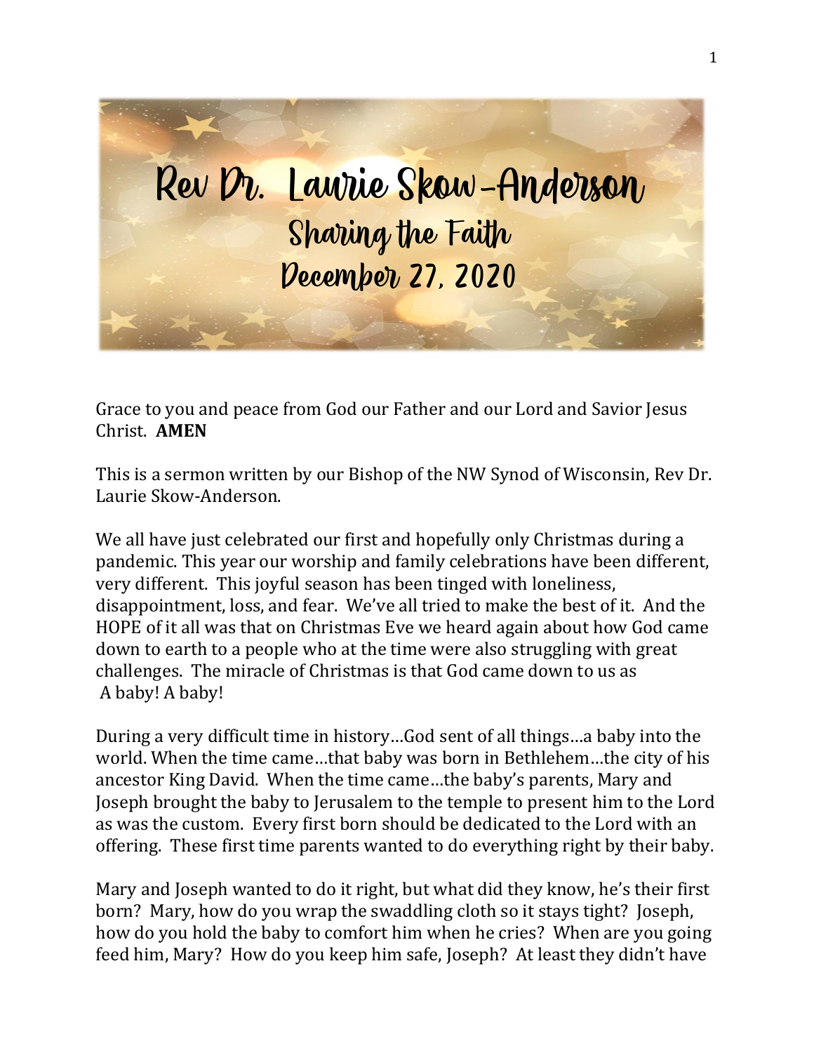# Rev Dr. Laurie Skow-Anderson

## Sharing the Faith

## December 27, 2020

Grace to you and peace from God our Father and our Lord and Savior Jesus Christ. **AMEN**

This is a sermon written by our Bishop of the NW Synod of Wisconsin, Rev Dr. Laurie Skow-Anderson.

We all have just celebrated our first and hopefully only Christmas during a pandemic. This year our worship and family celebrations have been different, very different. This joyful season has been tinged with loneliness, disappointment, loss, and fear. We've all tried to make the best of it. And the HOPE of it all was that on Christmas Eve we heard again about how God came down to earth to a people who at the time were also struggling with great challenges. The miracle of Christmas is that God came down to us as A baby! A baby!

During a very difficult time in history…God sent of all things…a baby into the world. When the time came…that baby was born in Bethlehem…the city of his ancestor King David. When the time came…the baby's parents, Mary and Joseph brought the baby to Jerusalem to the temple to present him to the Lord as was the custom. Every first born should be dedicated to the Lord with an offering. These first time parents wanted to do everything right by their baby.

Mary and Joseph wanted to do it right, but what did they know, he's their first born? Mary, how do you wrap the swaddling cloth so it stays tight? Joseph, how do you hold the baby to comfort him when he cries? When are you going feed him, Mary? How do you keep him safe, Joseph? At least they didn't have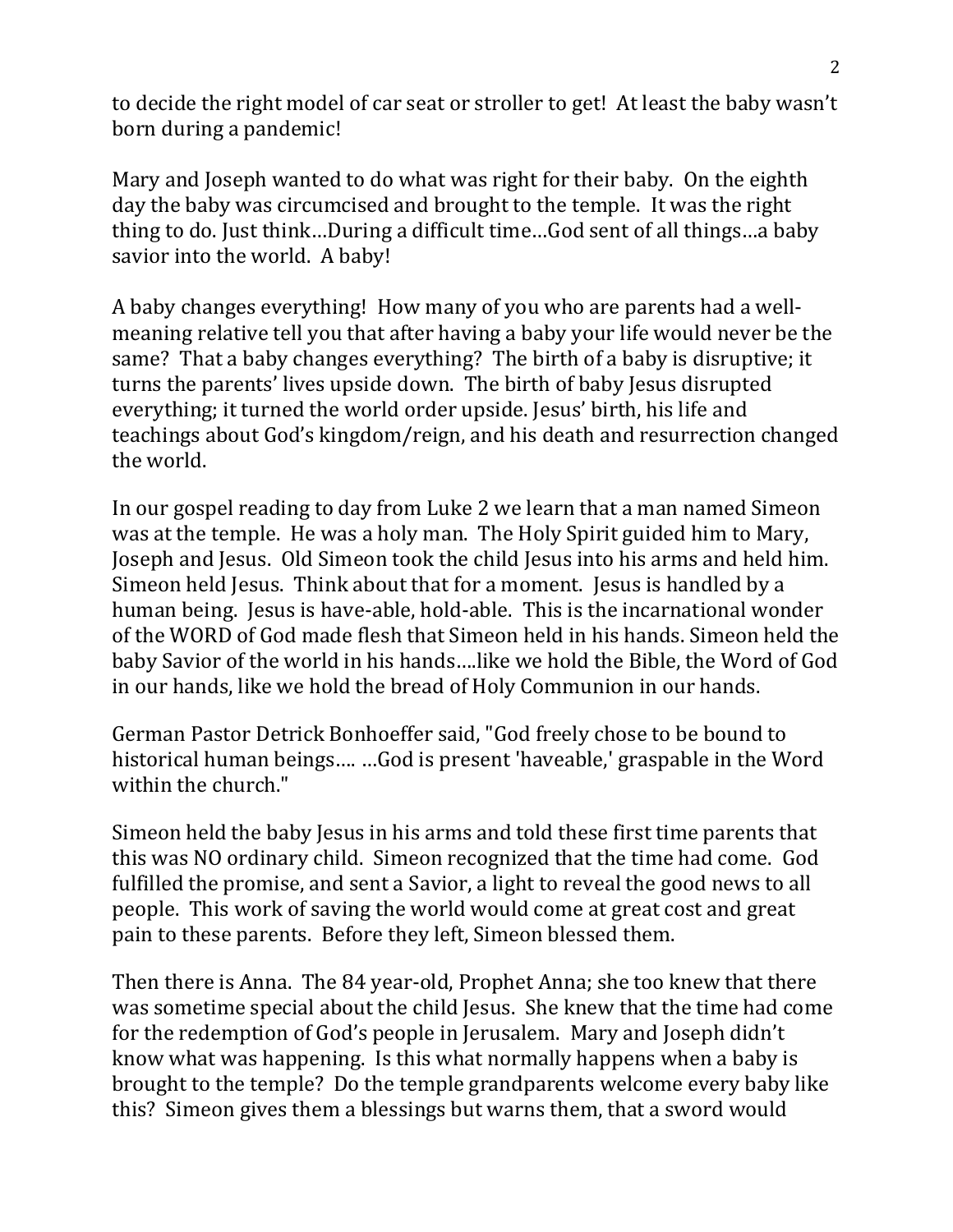to decide the right model of car seat or stroller to get! At least the baby wasn't born during a pandemic!

Mary and Joseph wanted to do what was right for their baby. On the eighth day the baby was circumcised and brought to the temple. It was the right thing to do. Just think…During a difficult time…God sent of all things…a baby savior into the world. A baby!

A baby changes everything! How many of you who are parents had a well-meaning relative tell you that after having a baby your life would never be the same? That a baby changes everything? The birth of a baby is disruptive; it turns the parents' lives upside down. The birth of baby Jesus disrupted everything; it turned the world order upside. Jesus' birth, his life and teachings about God's kingdom/reign, and his death and resurrection changed the world.

In our gospel reading to day from Luke 2 we learn that a man named Simeon was at the temple. He was a holy man. The Holy Spirit guided him to Mary, Joseph and Jesus. Old Simeon took the child Jesus into his arms and held him. Simeon held Jesus. Think about that for a moment. Jesus is handled by a human being. Jesus is have-able, hold-able. This is the incarnational wonder of the WORD of God made flesh that Simeon held in his hands. Simeon held the baby Savior of the world in his hands….like we hold the Bible, the Word of God in our hands, like we hold the bread of Holy Communion in our hands.

German Pastor Detrick Bonhoeffer said, "God freely chose to be bound to historical human beings…. …God is present 'haveable,' graspable in the Word within the church."

Simeon held the baby Jesus in his arms and told these first time parents that this was NO ordinary child. Simeon recognized that the time had come. God fulfilled the promise, and sent a Savior, a light to reveal the good news to all people. This work of saving the world would come at great cost and great pain to these parents. Before they left, Simeon blessed them.

Then there is Anna. The 84 year-old, Prophet Anna; she too knew that there was sometime special about the child Jesus. She knew that the time had come for the redemption of God's people in Jerusalem. Mary and Joseph didn't know what was happening. Is this what normally happens when a baby is brought to the temple? Do the temple grandparents welcome every baby like this? Simeon gives them a blessings but warns them, that a sword would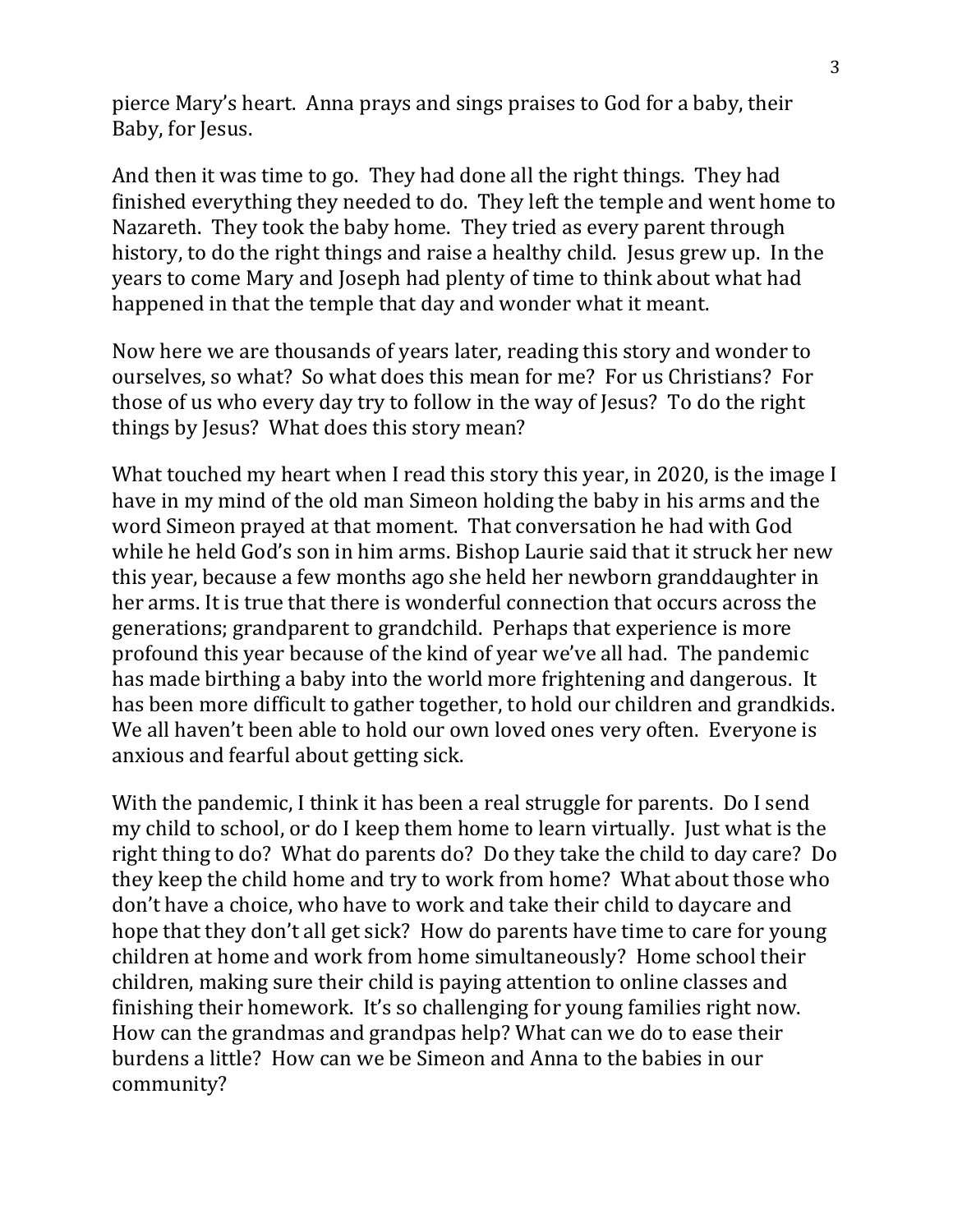pierce Mary's heart. Anna prays and sings praises to God for a baby, their Baby, for Jesus.

And then it was time to go. They had done all the right things. They had finished everything they needed to do. They left the temple and went home to Nazareth. They took the baby home. They tried as every parent through history, to do the right things and raise a healthy child. Jesus grew up. In the years to come Mary and Joseph had plenty of time to think about what had happened in that the temple that day and wonder what it meant.

Now here we are thousands of years later, reading this story and wonder to ourselves, so what? So what does this mean for me? For us Christians? For those of us who every day try to follow in the way of Jesus? To do the right things by Jesus? What does this story mean?

What touched my heart when I read this story this year, in 2020, is the image I have in my mind of the old man Simeon holding the baby in his arms and the word Simeon prayed at that moment. That conversation he had with God while he held God's son in him arms. Bishop Laurie said that it struck her new this year, because a few months ago she held her newborn granddaughter in her arms. It is true that there is wonderful connection that occurs across the generations; grandparent to grandchild. Perhaps that experience is more profound this year because of the kind of year we've all had. The pandemic has made birthing a baby into the world more frightening and dangerous. It has been more difficult to gather together, to hold our children and grandkids. We all haven't been able to hold our own loved ones very often. Everyone is anxious and fearful about getting sick.

With the pandemic, I think it has been a real struggle for parents. Do I send my child to school, or do I keep them home to learn virtually. Just what is the right thing to do? What do parents do? Do they take the child to day care? Do they keep the child home and try to work from home? What about those who don't have a choice, who have to work and take their child to daycare and hope that they don't all get sick? How do parents have time to care for young children at home and work from home simultaneously? Home school their children, making sure their child is paying attention to online classes and finishing their homework. It's so challenging for young families right now. How can the grandmas and grandpas help? What can we do to ease their burdens a little? How can we be Simeon and Anna to the babies in our community?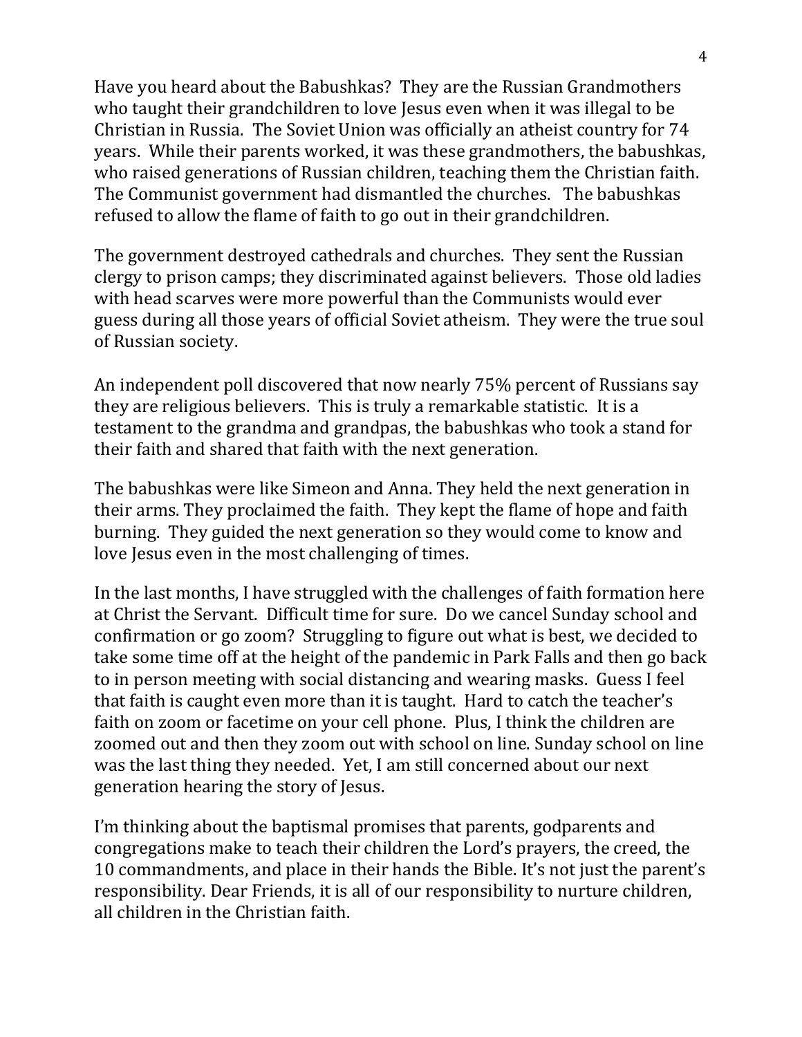Have you heard about the Babushkas? They are the Russian Grandmothers who taught their grandchildren to love Jesus even when it was illegal to be Christian in Russia. The Soviet Union was officially an atheist country for 74 years. While their parents worked, it was these grandmothers, the babushkas, who raised generations of Russian children, teaching them the Christian faith. The Communist government had dismantled the churches. The babushkas refused to allow the flame of faith to go out in their grandchildren.

The government destroyed cathedrals and churches. They sent the Russian clergy to prison camps; they discriminated against believers. Those old ladies with head scarves were more powerful than the Communists would ever guess during all those years of official Soviet atheism. They were the true soul of Russian society.

An independent poll discovered that now nearly 75% percent of Russians say they are religious believers. This is truly a remarkable statistic. It is a testament to the grandma and grandpas, the babushkas who took a stand for their faith and shared that faith with the next generation.

The babushkas were like Simeon and Anna. They held the next generation in their arms. They proclaimed the faith. They kept the flame of hope and faith burning. They guided the next generation so they would come to know and love Jesus even in the most challenging of times.

In the last months, I have struggled with the challenges of faith formation here at Christ the Servant. Difficult time for sure. Do we cancel Sunday school and confirmation or go zoom? Struggling to figure out what is best, we decided to take some time off at the height of the pandemic in Park Falls and then go back to in person meeting with social distancing and wearing masks. Guess I feel that faith is caught even more than it is taught. Hard to catch the teacher's faith on zoom or facetime on your cell phone. Plus, I think the children are zoomed out and then they zoom out with school on line. Sunday school on line was the last thing they needed. Yet, I am still concerned about our next generation hearing the story of Jesus.

I'm thinking about the baptismal promises that parents, godparents and congregations make to teach their children the Lord's prayers, the creed, the 10 commandments, and place in their hands the Bible. It's not just the parent's responsibility. Dear Friends, it is all of our responsibility to nurture children, all children in the Christian faith.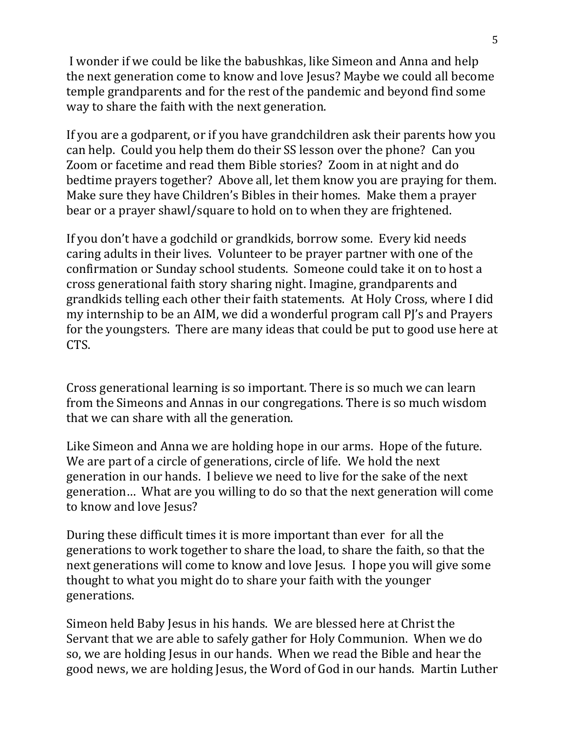I wonder if we could be like the babushkas, like Simeon and Anna and help the next generation come to know and love Jesus? Maybe we could all become temple grandparents and for the rest of the pandemic and beyond find some way to share the faith with the next generation.

If you are a godparent, or if you have grandchildren ask their parents how you can help. Could you help them do their SS lesson over the phone? Can you Zoom or facetime and read them Bible stories? Zoom in at night and do bedtime prayers together? Above all, let them know you are praying for them. Make sure they have Children's Bibles in their homes. Make them a prayer bear or a prayer shawl/square to hold on to when they are frightened.

If you don't have a godchild or grandkids, borrow some. Every kid needs caring adults in their lives. Volunteer to be prayer partner with one of the confirmation or Sunday school students. Someone could take it on to host a cross generational faith story sharing night. Imagine, grandparents and grandkids telling each other their faith statements. At Holy Cross, where I did my internship to be an AIM, we did a wonderful program call PJ's and Prayers for the youngsters. There are many ideas that could be put to good use here at CTS.

Cross generational learning is so important. There is so much we can learn from the Simeons and Annas in our congregations. There is so much wisdom that we can share with all the generation.

Like Simeon and Anna we are holding hope in our arms. Hope of the future. We are part of a circle of generations, circle of life. We hold the next generation in our hands. I believe we need to live for the sake of the next generation… What are you willing to do so that the next generation will come to know and love Jesus?

During these difficult times it is more important than ever for all the generations to work together to share the load, to share the faith, so that the next generations will come to know and love Jesus. I hope you will give some thought to what you might do to share your faith with the younger generations.

Simeon held Baby Jesus in his hands. We are blessed here at Christ the Servant that we are able to safely gather for Holy Communion. When we do so, we are holding Jesus in our hands. When we read the Bible and hear the good news, we are holding Jesus, the Word of God in our hands. Martin Luther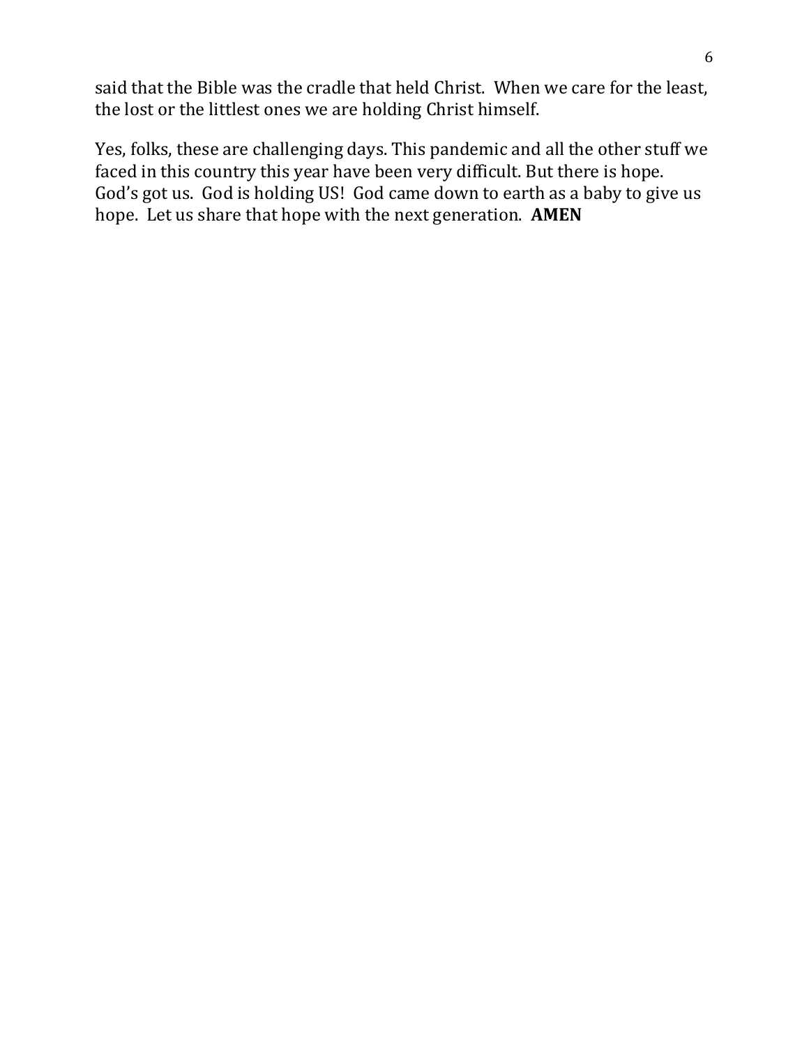said that the Bible was the cradle that held Christ. When we care for the least, the lost or the littlest ones we are holding Christ himself.

Yes, folks, these are challenging days. This pandemic and all the other stuff we faced in this country this year have been very difficult. But there is hope. God's got us. God is holding US! God came down to earth as a baby to give us hope. Let us share that hope with the next generation. **AMEN**